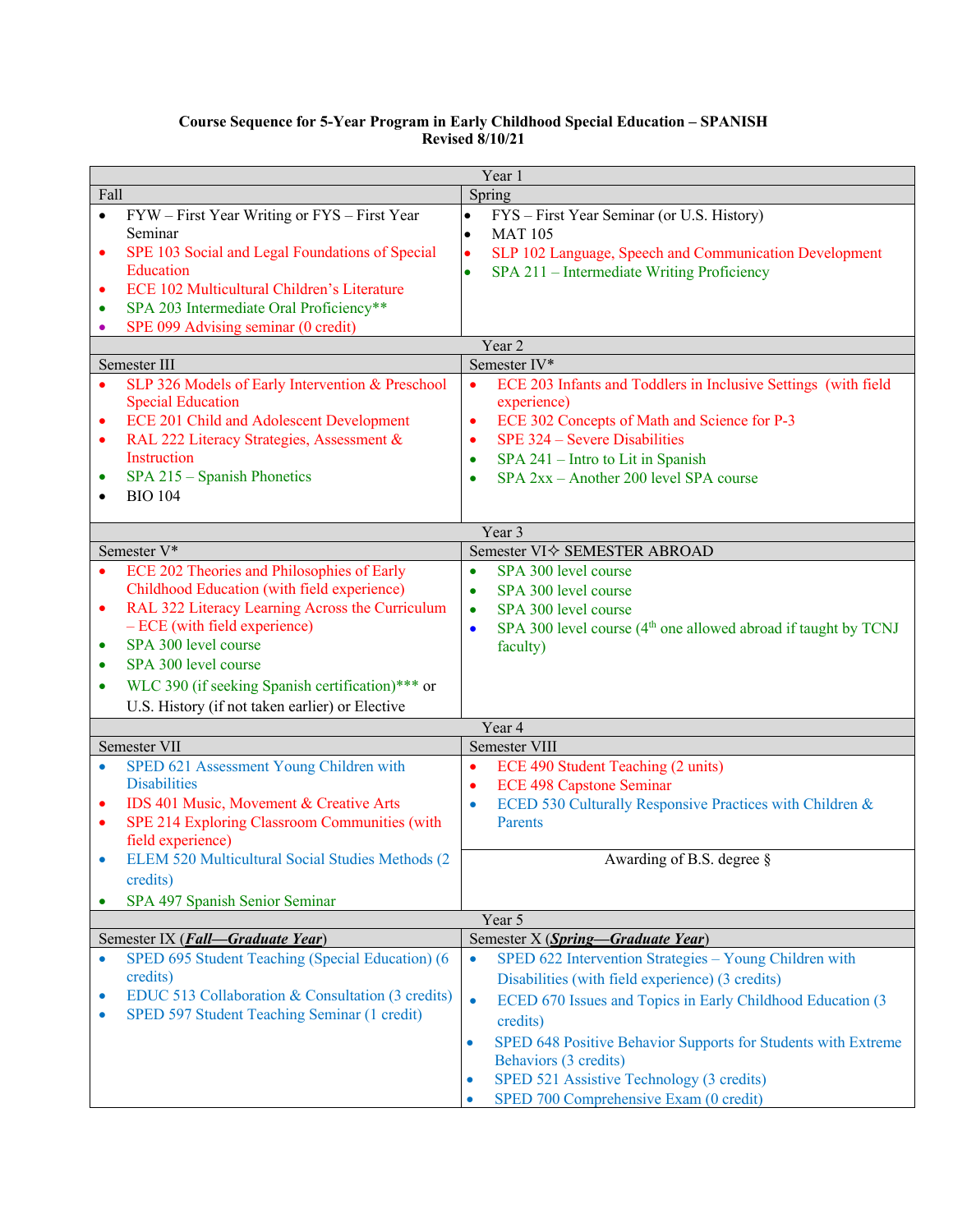**Course Sequence for 5-Year Program in Early Childhood Special Education – SPANISH**
**Revised 8/10/21**

| Year 1 | |
|---|---|
| **Fall** | **Spring** |
| • FYW – First Year Writing or FYS – First Year Seminar<br>• SPE 103 Social and Legal Foundations of Special Education<br>• ECE 102 Multicultural Children's Literature<br>• SPA 203 Intermediate Oral Proficiency**<br>• SPE 099 Advising seminar (0 credit) | • FYS – First Year Seminar (or U.S. History)<br>• MAT 105<br>• SLP 102 Language, Speech and Communication Development<br>• SPA 211 – Intermediate Writing Proficiency |
| **Year 2** | |
| **Semester III** | **Semester IV*** |
| • SLP 326 Models of Early Intervention & Preschool Special Education<br>• ECE 201 Child and Adolescent Development<br>• RAL 222 Literacy Strategies, Assessment & Instruction<br>• SPA 215 – Spanish Phonetics<br>• BIO 104 | • ECE 203 Infants and Toddlers in Inclusive Settings (with field experience)<br>• ECE 302 Concepts of Math and Science for P-3<br>• SPE 324 – Severe Disabilities<br>• SPA 241 – Intro to Lit in Spanish<br>• SPA 2xx – Another 200 level SPA course |
| **Year 3** | |
| **Semester V*** | **Semester VI✧ SEMESTER ABROAD** |
| • ECE 202 Theories and Philosophies of Early Childhood Education (with field experience)<br>• RAL 322 Literacy Learning Across the Curriculum – ECE (with field experience)<br>• SPA 300 level course<br>• SPA 300 level course<br>• WLC 390 (if seeking Spanish certification)*** or U.S. History (if not taken earlier) or Elective | • SPA 300 level course<br>• SPA 300 level course<br>• SPA 300 level course<br>• SPA 300 level course (4th one allowed abroad if taught by TCNJ faculty) |
| **Year 4** | |
| **Semester VII** | **Semester VIII** |
| • SPED 621 Assessment Young Children with Disabilities<br>• IDS 401 Music, Movement & Creative Arts<br>• SPE 214 Exploring Classroom Communities (with field experience)<br>• ELEM 520 Multicultural Social Studies Methods (2 credits)<br>• SPA 497 Spanish Senior Seminar | • ECE 490 Student Teaching (2 units)<br>• ECE 498 Capstone Seminar<br>• ECED 530 Culturally Responsive Practices with Children & Parents<br><br>Awarding of B.S. degree § |
| **Year 5** | |
| **Semester IX (*Fall—Graduate Year*)** | **Semester X (*Spring—Graduate Year*)** |
| • SPED 695 Student Teaching (Special Education) (6 credits)<br>• EDUC 513 Collaboration & Consultation (3 credits)<br>• SPED 597 Student Teaching Seminar (1 credit) | • SPED 622 Intervention Strategies – Young Children with Disabilities (with field experience) (3 credits)<br>• ECED 670 Issues and Topics in Early Childhood Education (3 credits)<br>• SPED 648 Positive Behavior Supports for Students with Extreme Behaviors (3 credits)<br>• SPED 521 Assistive Technology (3 credits)<br>• SPED 700 Comprehensive Exam (0 credit) |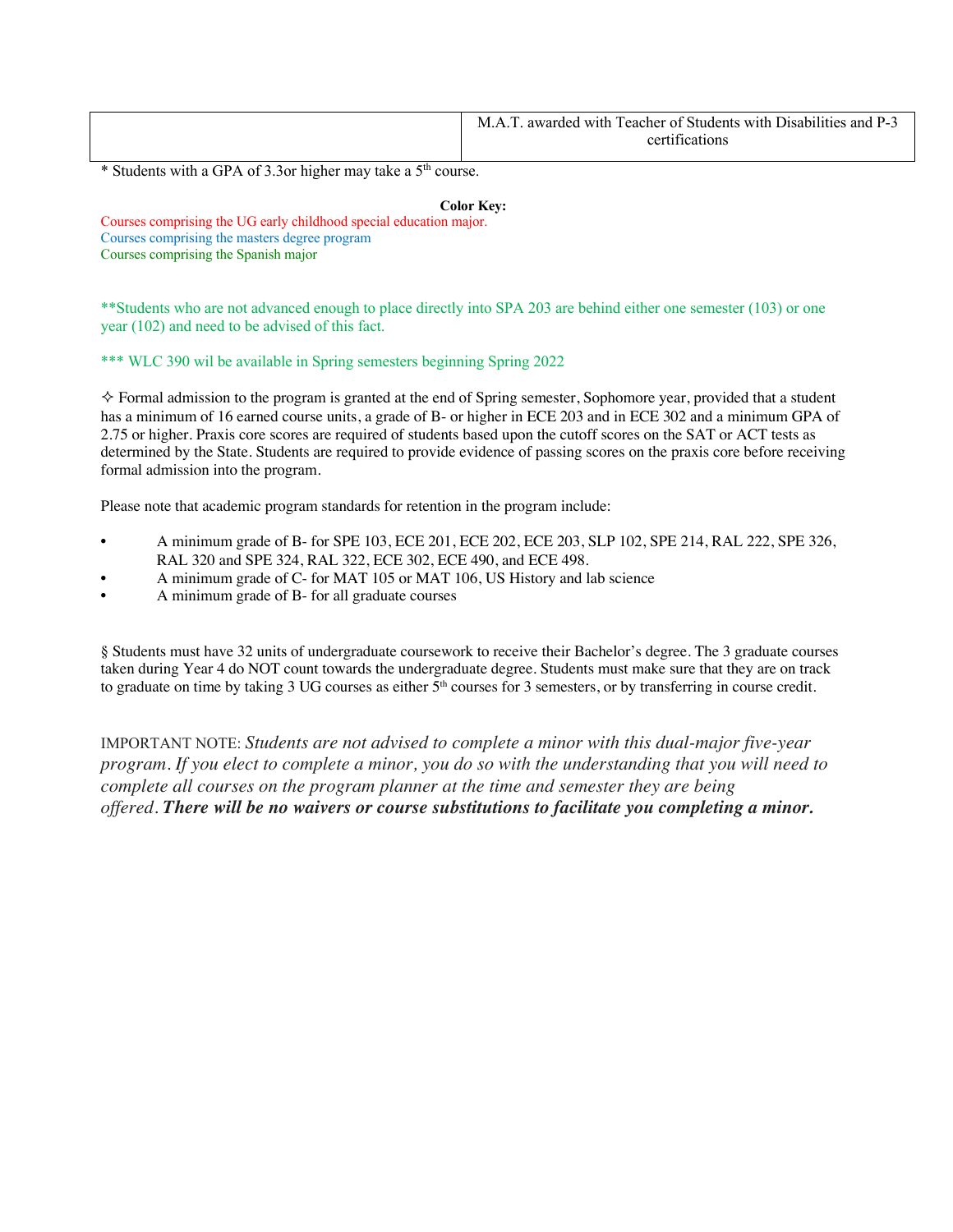| | |
|---|---|
| | M.A.T. awarded with Teacher of Students with Disabilities and P-3 certifications |

* Students with a GPA of 3.3or higher may take a 5th course.

**Color Key:**

Courses comprising the UG early childhood special education major.
Courses comprising the masters degree program
Courses comprising the Spanish major

**Students who are not advanced enough to place directly into SPA 203 are behind either one semester (103) or one year (102) and need to be advised of this fact.

*** WLC 390 wil be available in Spring semesters beginning Spring 2022

✧ Formal admission to the program is granted at the end of Spring semester, Sophomore year, provided that a student has a minimum of 16 earned course units, a grade of B- or higher in ECE 203 and in ECE 302 and a minimum GPA of 2.75 or higher. Praxis core scores are required of students based upon the cutoff scores on the SAT or ACT tests as determined by the State. Students are required to provide evidence of passing scores on the praxis core before receiving formal admission into the program.

Please note that academic program standards for retention in the program include:

- A minimum grade of B- for SPE 103, ECE 201, ECE 202, ECE 203, SLP 102, SPE 214, RAL 222, SPE 326, RAL 320 and SPE 324, RAL 322, ECE 302, ECE 490, and ECE 498.
- A minimum grade of C- for MAT 105 or MAT 106, US History and lab science
- A minimum grade of B- for all graduate courses

§ Students must have 32 units of undergraduate coursework to receive their Bachelor's degree. The 3 graduate courses taken during Year 4 do NOT count towards the undergraduate degree. Students must make sure that they are on track to graduate on time by taking 3 UG courses as either 5th courses for 3 semesters, or by transferring in course credit.

IMPORTANT NOTE: *Students are not advised to complete a minor with this dual-major five-year program. If you elect to complete a minor, you do so with the understanding that you will need to complete all courses on the program planner at the time and semester they are being offered.* ***There will be no waivers or course substitutions to facilitate you completing a minor.***